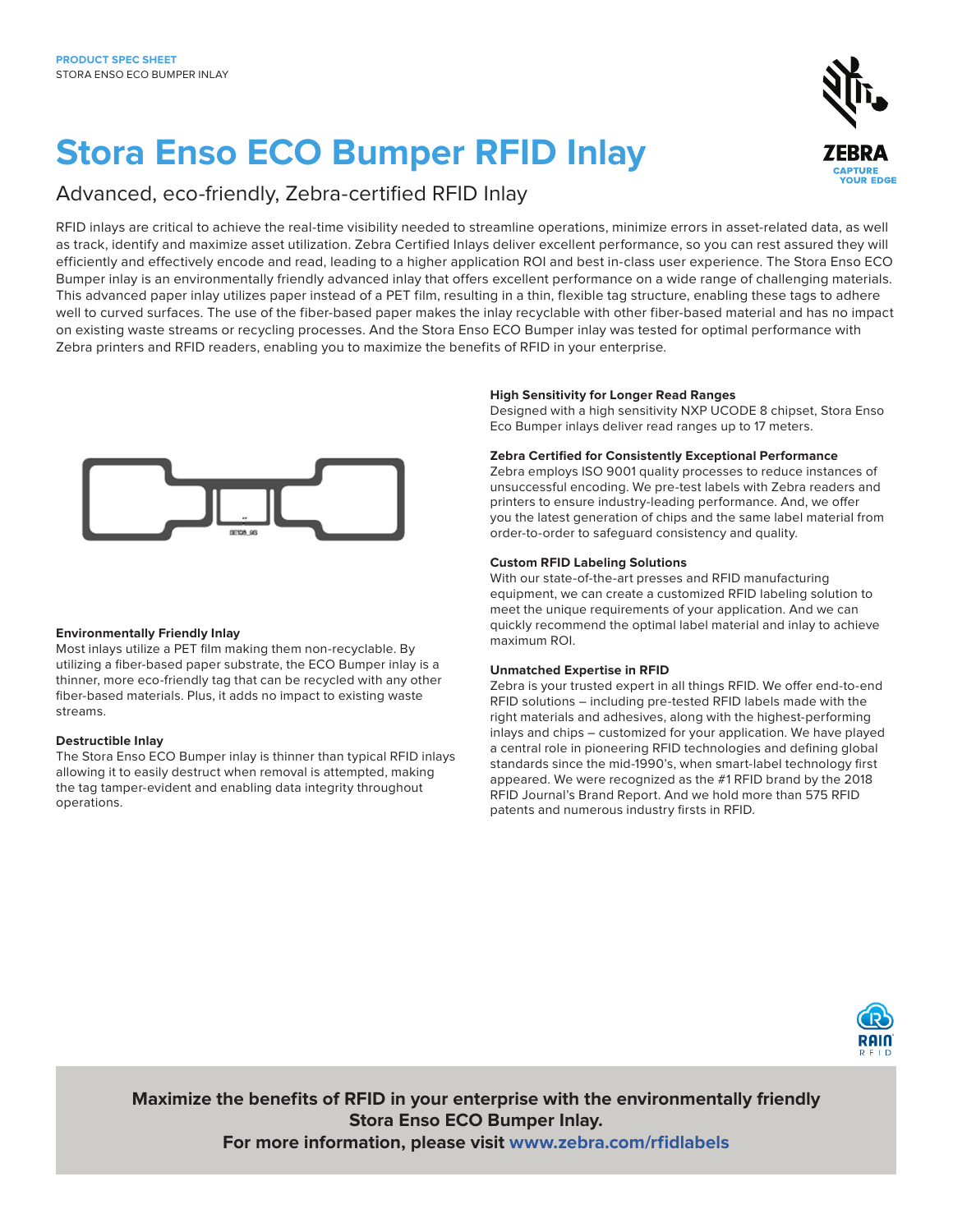PRODUCT SPEC SHEET
STORA ENSO ECO BUMPER INLAY

# Stora Enso ECO Bumper RFID Inlay

## Advanced, eco-friendly, Zebra-certified RFID Inlay

RFID inlays are critical to achieve the real-time visibility needed to streamline operations, minimize errors in asset-related data, as well as track, identify and maximize asset utilization. Zebra Certified Inlays deliver excellent performance, so you can rest assured they will efficiently and effectively encode and read, leading to a higher application ROI and best in-class user experience. The Stora Enso ECO Bumper inlay is an environmentally friendly advanced inlay that offers excellent performance on a wide range of challenging materials. This advanced paper inlay utilizes paper instead of a PET film, resulting in a thin, flexible tag structure, enabling these tags to adhere well to curved surfaces. The use of the fiber-based paper makes the inlay recyclable with other fiber-based material and has no impact on existing waste streams or recycling processes. And the Stora Enso ECO Bumper inlay was tested for optimal performance with Zebra printers and RFID readers, enabling you to maximize the benefits of RFID in your enterprise.

### Environmentally Friendly Inlay

Most inlays utilize a PET film making them non-recyclable. By utilizing a fiber-based paper substrate, the ECO Bumper inlay is a thinner, more eco-friendly tag that can be recycled with any other fiber-based materials. Plus, it adds no impact to existing waste streams.

### Destructible Inlay

The Stora Enso ECO Bumper inlay is thinner than typical RFID inlays allowing it to easily destruct when removal is attempted, making the tag tamper-evident and enabling data integrity throughout operations.

### High Sensitivity for Longer Read Ranges

Designed with a high sensitivity NXP UCODE 8 chipset, Stora Enso Eco Bumper inlays deliver read ranges up to 17 meters.

### Zebra Certified for Consistently Exceptional Performance

Zebra employs ISO 9001 quality processes to reduce instances of unsuccessful encoding. We pre-test labels with Zebra readers and printers to ensure industry-leading performance. And, we offer you the latest generation of chips and the same label material from order-to-order to safeguard consistency and quality.

### Custom RFID Labeling Solutions

With our state-of-the-art presses and RFID manufacturing equipment, we can create a customized RFID labeling solution to meet the unique requirements of your application. And we can quickly recommend the optimal label material and inlay to achieve maximum ROI.

### Unmatched Expertise in RFID

Zebra is your trusted expert in all things RFID. We offer end-to-end RFID solutions – including pre-tested RFID labels made with the right materials and adhesives, along with the highest-performing inlays and chips – customized for your application. We have played a central role in pioneering RFID technologies and defining global standards since the mid-1990's, when smart-label technology first appeared. We were recognized as the #1 RFID brand by the 2018 RFID Journal's Brand Report. And we hold more than 575 RFID patents and numerous industry firsts in RFID.

**Maximize the benefits of RFID in your enterprise with the environmentally friendly Stora Enso ECO Bumper Inlay.**
**For more information, please visit www.zebra.com/rfidlabels**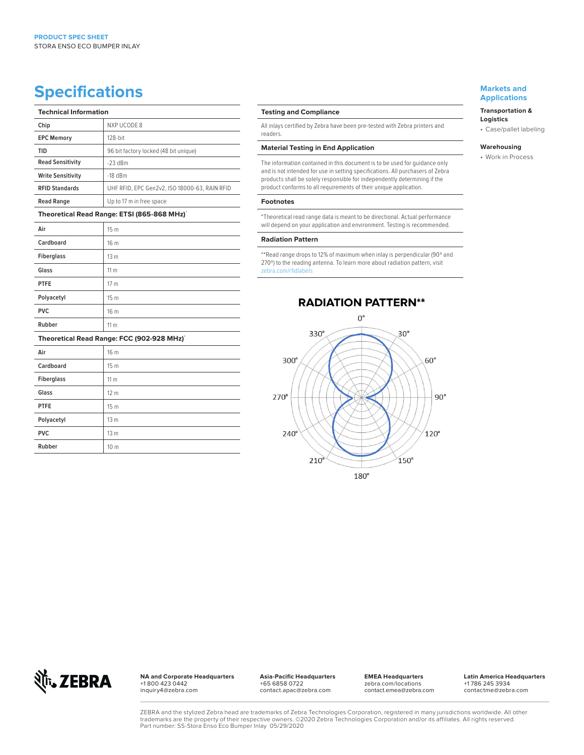# Specifications

| Technical Information | |
|---|---|
| Chip | NXP UCODE 8 |
| EPC Memory | 128-bit |
| TID | 96 bit factory locked (48 bit unique) |
| Read Sensitivity | -23 dBm |
| Write Sensitivity | -18 dBm |
| RFID Standards | UHF RFID, EPC Gen2v2, ISO 18000-63, RAIN RFID |
| Read Range | Up to 17 m in free space |
| **Theoretical Read Range: ETSI (865-868 MHz)*** | |
| Air | 15 m |
| Cardboard | 16 m |
| Fiberglass | 13 m |
| Glass | 11 m |
| PTFE | 17 m |
| Polyacetyl | 15 m |
| PVC | 16 m |
| Rubber | 11 m |
| **Theoretical Read Range: FCC (902-928 MHz)*** | |
| Air | 16 m |
| Cardboard | 15 m |
| Fiberglass | 11 m |
| Glass | 12 m |
| PTFE | 15 m |
| Polyacetyl | 13 m |
| PVC | 13 m |
| Rubber | 10 m |

### Testing and Compliance

All inlays certified by Zebra have been pre-tested with Zebra printers and readers.

### Material Testing in End Application

The information contained in this document is to be used for guidance only and is not intended for use in setting specifications. All purchasers of Zebra products shall be solely responsible for independently determining if the product conforms to all requirements of their unique application.

### Footnotes

*Theoretical read range data is meant to be directional. Actual performance will depend on your application and environment. Testing is recommended.

### Radiation Pattern

**Read range drops to 12% of maximum when inlay is perpendicular (90° and 270°) to the reading antenna. To learn more about radiation pattern, visit zebra.com/rfidlabels

RADIATION PATTERN**

0°
30°
60°
90°
120°
150°
180°
210°
240°
270°
300°
330°

## Markets and Applications

**Transportation & Logistics**

- Case/pallet labeling

**Warehousing**

- Work in Process

**NA and Corporate Headquarters**
+1 800 423 0442
inquiry4@zebra.com

**Asia-Pacific Headquarters**
+65 6858 0722
contact.apac@zebra.com

**EMEA Headquarters**
zebra.com/locations
contact.emea@zebra.com

**Latin America Headquarters**
+1 786 245 3934
contactme@zebra.com

ZEBRA and the stylized Zebra head are trademarks of Zebra Technologies Corporation, registered in many jurisdictions worldwide. All other trademarks are the property of their respective owners. ©2020 Zebra Technologies Corporation and/or its affiliates. All rights reserved.
Part number: SS-Stora Enso Eco Bumper Inlay 05/29/2020